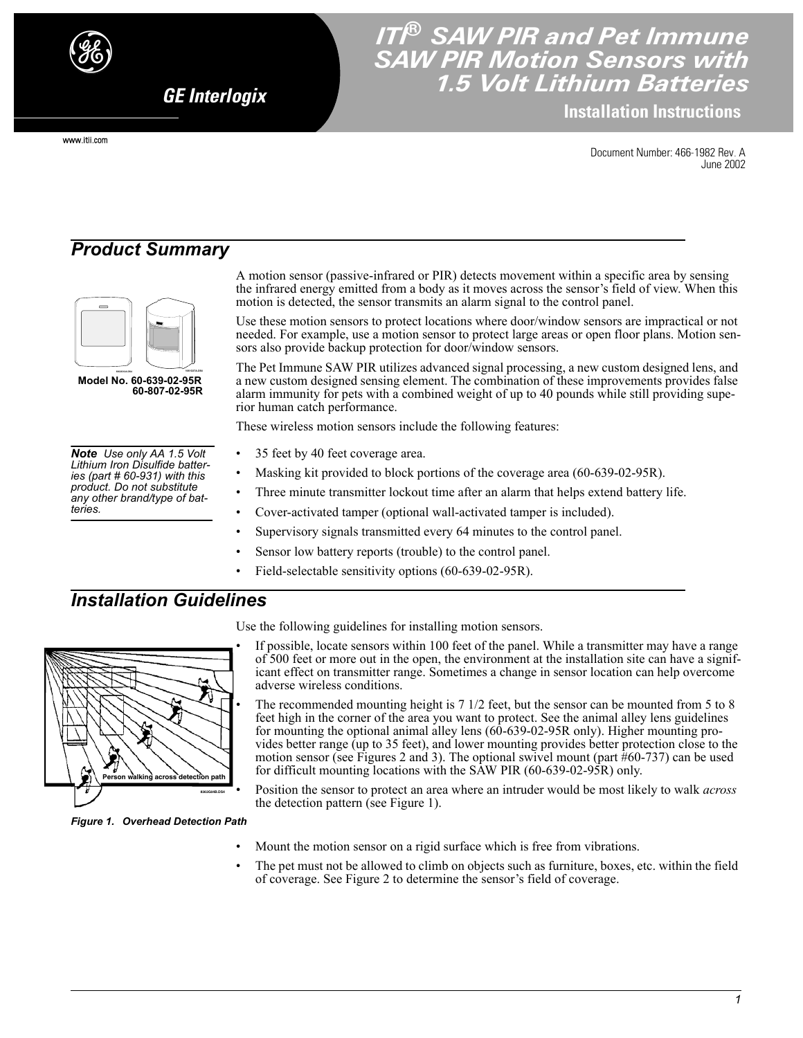# ITI® SAW PIR and Pet Immune SAW PIR Motion Sensors with 1.5 Volt Lithium Batteries

**GE Interlogix**

**Installation Instructions**

www.itii.com

Document Number: 466-1982 Rev. A
June 2002

## Product Summary

**Model No. 60-639-02-95R**
**60-807-02-95R**

A motion sensor (passive-infrared or PIR) detects movement within a specific area by sensing the infrared energy emitted from a body as it moves across the sensor's field of view. When this motion is detected, the sensor transmits an alarm signal to the control panel.

Use these motion sensors to protect locations where door/window sensors are impractical or not needed. For example, use a motion sensor to protect large areas or open floor plans. Motion sensors also provide backup protection for door/window sensors.

The Pet Immune SAW PIR utilizes advanced signal processing, a new custom designed lens, and a new custom designed sensing element. The combination of these improvements provides false alarm immunity for pets with a combined weight of up to 40 pounds while still providing superior human catch performance.

These wireless motion sensors include the following features:

> ***Note*** *Use only AA 1.5 Volt Lithium Iron Disulfide batteries (part # 60-931) with this product. Do not substitute any other brand/type of batteries.*

- 35 feet by 40 feet coverage area.
- Masking kit provided to block portions of the coverage area (60-639-02-95R).
- Three minute transmitter lockout time after an alarm that helps extend battery life.
- Cover-activated tamper (optional wall-activated tamper is included).
- Supervisory signals transmitted every 64 minutes to the control panel.
- Sensor low battery reports (trouble) to the control panel.
- Field-selectable sensitivity options (60-639-02-95R).

## Installation Guidelines

Use the following guidelines for installing motion sensors.

- If possible, locate sensors within 100 feet of the panel. While a transmitter may have a range of 500 feet or more out in the open, the environment at the installation site can have a significant effect on transmitter range. Sometimes a change in sensor location can help overcome adverse wireless conditions.
- The recommended mounting height is 7 1/2 feet, but the sensor can be mounted from 5 to 8 feet high in the corner of the area you want to protect. See the animal alley lens guidelines for mounting the optional animal alley lens (60-639-02-95R only). Higher mounting provides better range (up to 35 feet), and lower mounting provides better protection close to the motion sensor (see Figures 2 and 3). The optional swivel mount (part #60-737) can be used for difficult mounting locations with the SAW PIR (60-639-02-95R) only.
- Position the sensor to protect an area where an intruder would be most likely to walk *across* the detection pattern (see Figure 1).

Person walking across detection path

***Figure 1. Overhead Detection Path***

- Mount the motion sensor on a rigid surface which is free from vibrations.
- The pet must not be allowed to climb on objects such as furniture, boxes, etc. within the field of coverage. See Figure 2 to determine the sensor's field of coverage.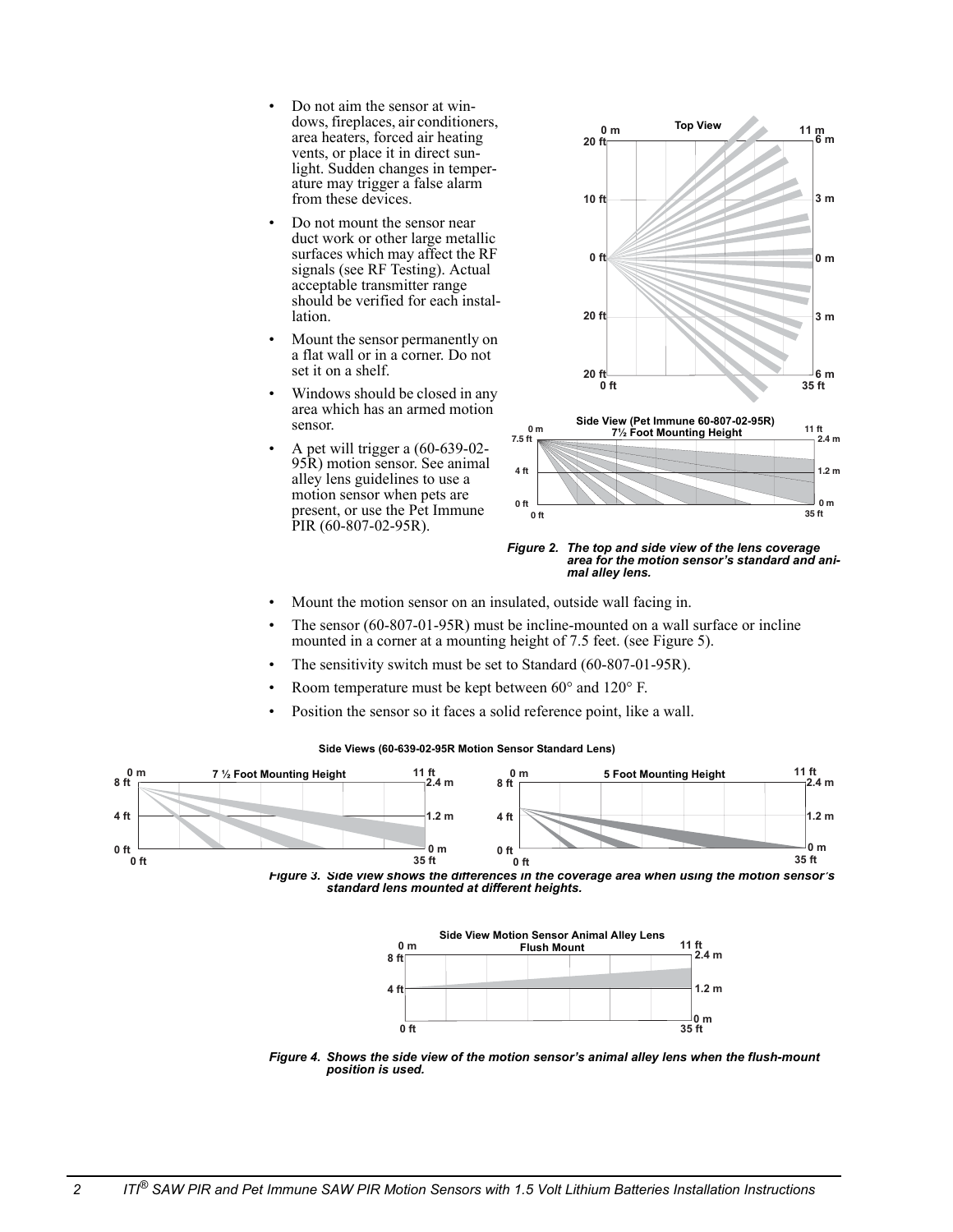- Do not aim the sensor at windows, fireplaces, air conditioners, area heaters, forced air heating vents, or place it in direct sunlight. Sudden changes in temperature may trigger a false alarm from these devices.
- Do not mount the sensor near duct work or other large metallic surfaces which may affect the RF signals (see RF Testing). Actual acceptable transmitter range should be verified for each installation.
- Mount the sensor permanently on a flat wall or in a corner. Do not set it on a shelf.
- Windows should be closed in any area which has an armed motion sensor.
- A pet will trigger a (60-639-02-95R) motion sensor. See animal alley lens guidelines to use a motion sensor when pets are present, or use the Pet Immune PIR (60-807-02-95R).

*Figure 2. The top and side view of the lens coverage area for the motion sensor's standard and animal alley lens.*

- Mount the motion sensor on an insulated, outside wall facing in.
- The sensor (60-807-01-95R) must be incline-mounted on a wall surface or incline mounted in a corner at a mounting height of 7.5 feet. (see Figure 5).
- The sensitivity switch must be set to Standard (60-807-01-95R).
- Room temperature must be kept between 60° and 120° F.
- Position the sensor so it faces a solid reference point, like a wall.

*Figure 3. Side view shows the differences in the coverage area when using the motion sensor's standard lens mounted at different heights.*

*Figure 4. Shows the side view of the motion sensor's animal alley lens when the flush-mount position is used.*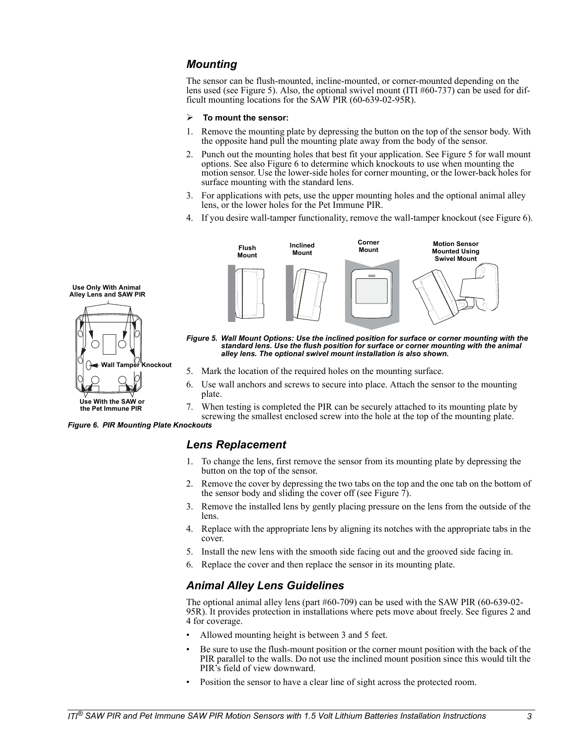## Mounting

The sensor can be flush-mounted, incline-mounted, or corner-mounted depending on the lens used (see Figure 5). Also, the optional swivel mount (ITI #60-737) can be used for difficult mounting locations for the SAW PIR (60-639-02-95R).

➢ **To mount the sensor:**

1. Remove the mounting plate by depressing the button on the top of the sensor body. With the opposite hand pull the mounting plate away from the body of the sensor.
2. Punch out the mounting holes that best fit your application. See Figure 5 for wall mount options. See also Figure 6 to determine which knockouts to use when mounting the motion sensor. Use the lower-side holes for corner mounting, or the lower-back holes for surface mounting with the standard lens.
3. For applications with pets, use the upper mounting holes and the optional animal alley lens, or the lower holes for the Pet Immune PIR.
4. If you desire wall-tamper functionality, remove the wall-tamper knockout (see Figure 6).

Flush Mount | Inclined Mount | Corner Mount | Motion Sensor Mounted Using Swivel Mount

*Figure 5. Wall Mount Options: Use the inclined position for surface or corner mounting with the standard lens. Use the flush position for surface or corner mounting with the animal alley lens. The optional swivel mount installation is also shown.*

5. Mark the location of the required holes on the mounting surface.
6. Use wall anchors and screws to secure into place. Attach the sensor to the mounting plate.
7. When testing is completed the PIR can be securely attached to its mounting plate by screwing the smallest enclosed screw into the hole at the top of the mounting plate.

Use Only With Animal Alley Lens and SAW PIR

Wall Tamper Knockout

Use With the SAW or the Pet Immune PIR

*Figure 6. PIR Mounting Plate Knockouts*

## Lens Replacement

1. To change the lens, first remove the sensor from its mounting plate by depressing the button on the top of the sensor.
2. Remove the cover by depressing the two tabs on the top and the one tab on the bottom of the sensor body and sliding the cover off (see Figure 7).
3. Remove the installed lens by gently placing pressure on the lens from the outside of the lens.
4. Replace with the appropriate lens by aligning its notches with the appropriate tabs in the cover.
5. Install the new lens with the smooth side facing out and the grooved side facing in.
6. Replace the cover and then replace the sensor in its mounting plate.

## Animal Alley Lens Guidelines

The optional animal alley lens (part #60-709) can be used with the SAW PIR (60-639-02-95R). It provides protection in installations where pets move about freely. See figures 2 and 4 for coverage.

- Allowed mounting height is between 3 and 5 feet.
- Be sure to use the flush-mount position or the corner mount position with the back of the PIR parallel to the walls. Do not use the inclined mount position since this would tilt the PIR's field of view downward.
- Position the sensor to have a clear line of sight across the protected room.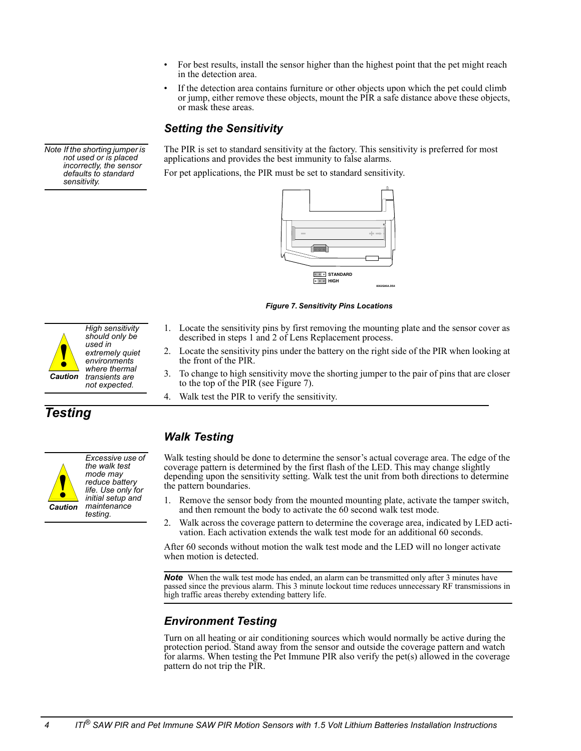- For best results, install the sensor higher than the highest point that the pet might reach in the detection area.
- If the detection area contains furniture or other objects upon which the pet could climb or jump, either remove these objects, mount the PIR a safe distance above these objects, or mask these areas.

### Setting the Sensitivity

*Note If the shorting jumper is not used or is placed incorrectly, the sensor defaults to standard sensitivity.*

The PIR is set to standard sensitivity at the factory. This sensitivity is preferred for most applications and provides the best immunity to false alarms.

For pet applications, the PIR must be set to standard sensitivity.

STANDARD
HIGH

*Figure 7. Sensitivity Pins Locations*

**Caution** *High sensitivity should only be used in extremely quiet environments where thermal transients are not expected.*

1. Locate the sensitivity pins by first removing the mounting plate and the sensor cover as described in steps 1 and 2 of Lens Replacement process.
2. Locate the sensitivity pins under the battery on the right side of the PIR when looking at the front of the PIR.
3. To change to high sensitivity move the shorting jumper to the pair of pins that are closer to the top of the PIR (see Figure 7).
4. Walk test the PIR to verify the sensitivity.

## Testing

### Walk Testing

**Caution** *Excessive use of the walk test mode may reduce battery life. Use only for initial setup and maintenance testing.*

Walk testing should be done to determine the sensor's actual coverage area. The edge of the coverage pattern is determined by the first flash of the LED. This may change slightly depending upon the sensitivity setting. Walk test the unit from both directions to determine the pattern boundaries.

1. Remove the sensor body from the mounted mounting plate, activate the tamper switch, and then remount the body to activate the 60 second walk test mode.
2. Walk across the coverage pattern to determine the coverage area, indicated by LED activation. Each activation extends the walk test mode for an additional 60 seconds.

After 60 seconds without motion the walk test mode and the LED will no longer activate when motion is detected.

**Note** When the walk test mode has ended, an alarm can be transmitted only after 3 minutes have passed since the previous alarm. This 3 minute lockout time reduces unnecessary RF transmissions in high traffic areas thereby extending battery life.

### Environment Testing

Turn on all heating or air conditioning sources which would normally be active during the protection period. Stand away from the sensor and outside the coverage pattern and watch for alarms. When testing the Pet Immune PIR also verify the pet(s) allowed in the coverage pattern do not trip the PIR.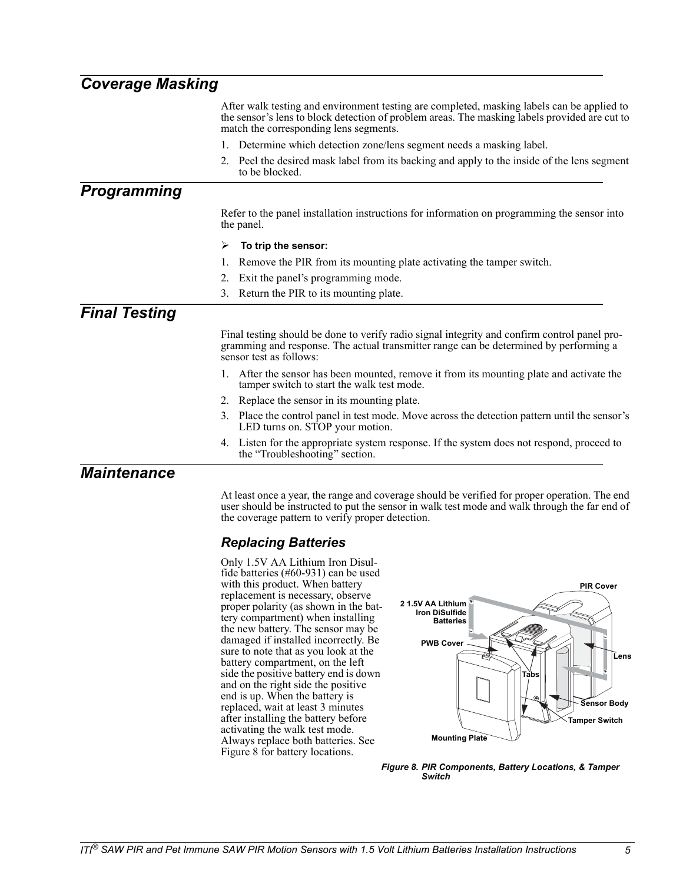## Coverage Masking

After walk testing and environment testing are completed, masking labels can be applied to the sensor's lens to block detection of problem areas. The masking labels provided are cut to match the corresponding lens segments.

1. Determine which detection zone/lens segment needs a masking label.
2. Peel the desired mask label from its backing and apply to the inside of the lens segment to be blocked.

## Programming

Refer to the panel installation instructions for information on programming the sensor into the panel.

➢ **To trip the sensor:**

1. Remove the PIR from its mounting plate activating the tamper switch.
2. Exit the panel's programming mode.
3. Return the PIR to its mounting plate.

## Final Testing

Final testing should be done to verify radio signal integrity and confirm control panel programming and response. The actual transmitter range can be determined by performing a sensor test as follows:

1. After the sensor has been mounted, remove it from its mounting plate and activate the tamper switch to start the walk test mode.
2. Replace the sensor in its mounting plate.
3. Place the control panel in test mode. Move across the detection pattern until the sensor's LED turns on. STOP your motion.
4. Listen for the appropriate system response. If the system does not respond, proceed to the "Troubleshooting" section.

## Maintenance

At least once a year, the range and coverage should be verified for proper operation. The end user should be instructed to put the sensor in walk test mode and walk through the far end of the coverage pattern to verify proper detection.

### Replacing Batteries

Only 1.5V AA Lithium Iron Disulfide batteries (#60-931) can be used with this product. When battery replacement is necessary, observe proper polarity (as shown in the battery compartment) when installing the new battery. The sensor may be damaged if installed incorrectly. Be sure to note that as you look at the battery compartment, on the left side the positive battery end is down and on the right side the positive end is up. When the battery is replaced, wait at least 3 minutes after installing the battery before activating the walk test mode. Always replace both batteries. See Figure 8 for battery locations.

*Figure 8. PIR Components, Battery Locations, & Tamper Switch*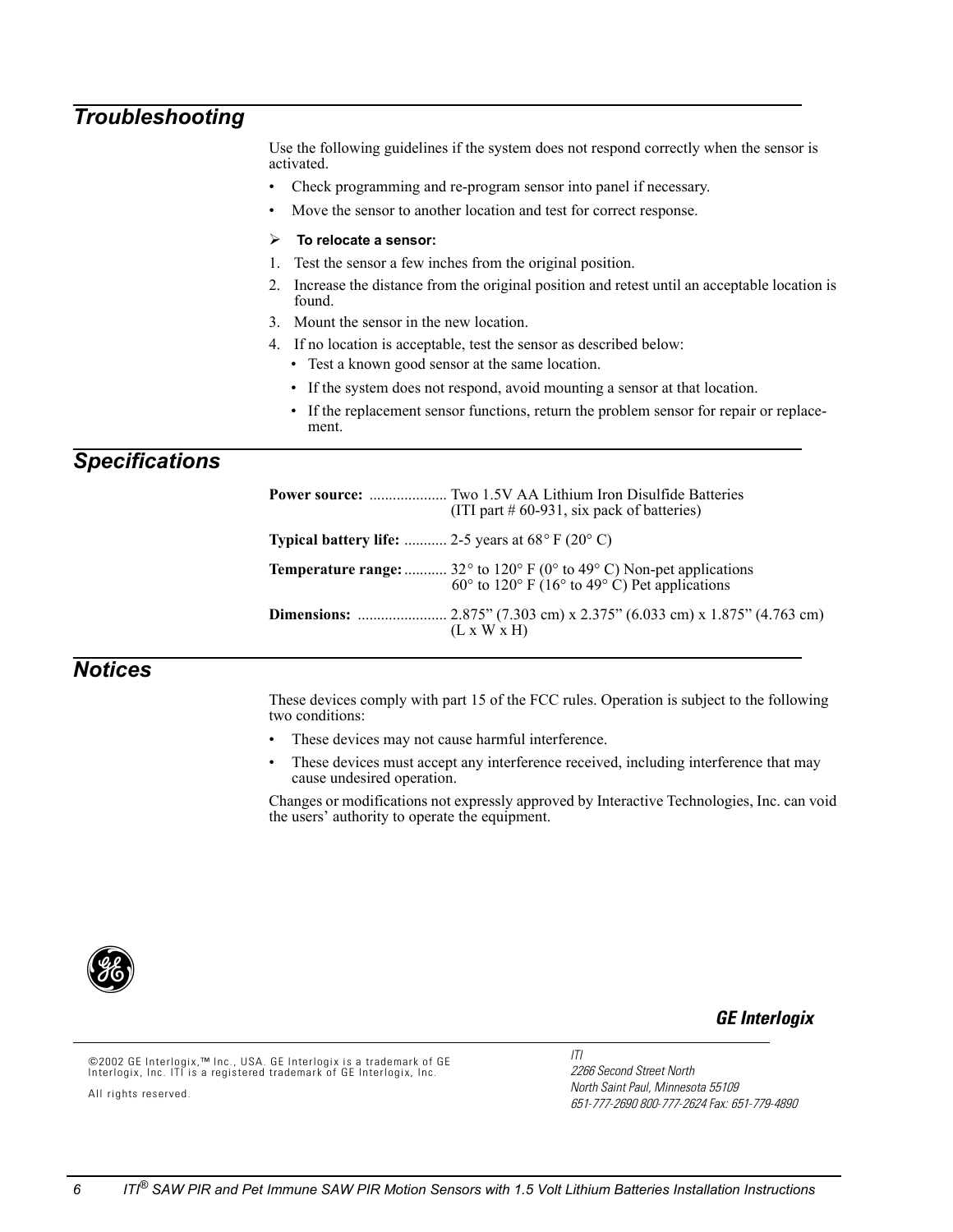## *Troubleshooting*

Use the following guidelines if the system does not respond correctly when the sensor is activated.

- Check programming and re-program sensor into panel if necessary.
- Move the sensor to another location and test for correct response.

➢ **To relocate a sensor:**

1. Test the sensor a few inches from the original position.
2. Increase the distance from the original position and retest until an acceptable location is found.
3. Mount the sensor in the new location.
4. If no location is acceptable, test the sensor as described below:
   - Test a known good sensor at the same location.
   - If the system does not respond, avoid mounting a sensor at that location.
   - If the replacement sensor functions, return the problem sensor for repair or replacement.

## *Specifications*

**Power source:** .................... Two 1.5V AA Lithium Iron Disulfide Batteries (ITI part # 60-931, six pack of batteries)

**Typical battery life:** ........... 2-5 years at 68° F (20° C)

**Temperature range:** ........... 32° to 120° F (0° to 49° C) Non-pet applications
60° to 120° F (16° to 49° C) Pet applications

**Dimensions:** ....................... 2.875" (7.303 cm) x 2.375" (6.033 cm) x 1.875" (4.763 cm) (L x W x H)

## *Notices*

These devices comply with part 15 of the FCC rules. Operation is subject to the following two conditions:

- These devices may not cause harmful interference.
- These devices must accept any interference received, including interference that may cause undesired operation.

Changes or modifications not expressly approved by Interactive Technologies, Inc. can void the users' authority to operate the equipment.

***GE Interlogix***

©2002 GE Interlogix,™ Inc., USA. GE Interlogix is a trademark of GE Interlogix, Inc. ITI is a registered trademark of GE Interlogix, Inc.

All rights reserved.

*ITI*
*2266 Second Street North*
*North Saint Paul, Minnesota 55109*
*651-777-2690 800-777-2624 Fax: 651-779-4890*